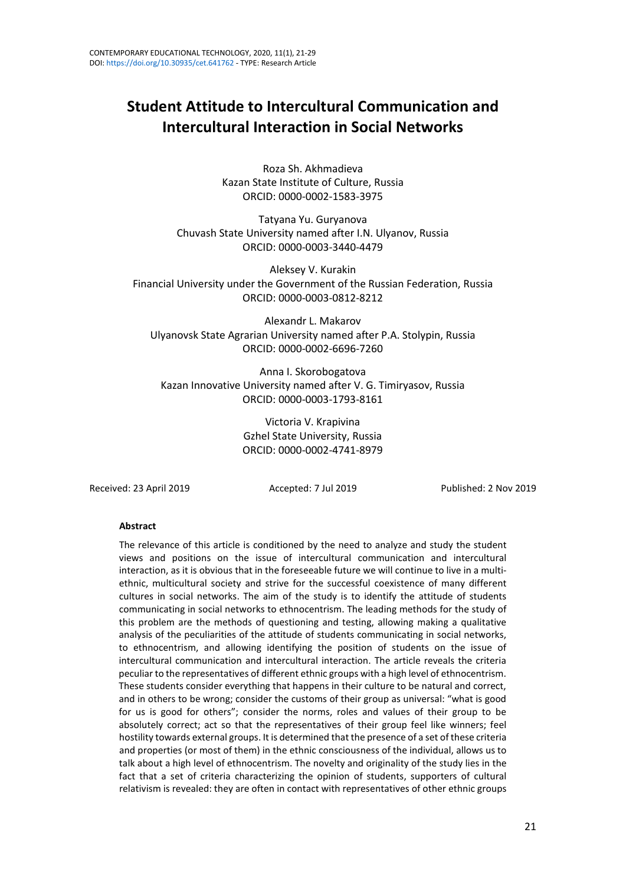# Student Attitude to Intercultural Communication and Intercultural Interaction in Social Networks

Roza Sh. Akhmadieva
Kazan State Institute of Culture, Russia
ORCID: 0000-0002-1583-3975

Tatyana Yu. Guryanova
Chuvash State University named after I.N. Ulyanov, Russia
ORCID: 0000-0003-3440-4479

Aleksey V. Kurakin
Financial University under the Government of the Russian Federation, Russia
ORCID: 0000-0003-0812-8212

Alexandr L. Makarov
Ulyanovsk State Agrarian University named after P.A. Stolypin, Russia
ORCID: 0000-0002-6696-7260

Anna I. Skorobogatova
Kazan Innovative University named after V. G. Timiryasov, Russia
ORCID: 0000-0003-1793-8161

Victoria V. Krapivina
Gzhel State University, Russia
ORCID: 0000-0002-4741-8979

Received: 23 April 2019 Accepted: 7 Jul 2019 Published: 2 Nov 2019

### Abstract

The relevance of this article is conditioned by the need to analyze and study the student views and positions on the issue of intercultural communication and intercultural interaction, as it is obvious that in the foreseeable future we will continue to live in a multi-ethnic, multicultural society and strive for the successful coexistence of many different cultures in social networks. The aim of the study is to identify the attitude of students communicating in social networks to ethnocentrism. The leading methods for the study of this problem are the methods of questioning and testing, allowing making a qualitative analysis of the peculiarities of the attitude of students communicating in social networks, to ethnocentrism, and allowing identifying the position of students on the issue of intercultural communication and intercultural interaction. The article reveals the criteria peculiar to the representatives of different ethnic groups with a high level of ethnocentrism. These students consider everything that happens in their culture to be natural and correct, and in others to be wrong; consider the customs of their group as universal: "what is good for us is good for others"; consider the norms, roles and values of their group to be absolutely correct; act so that the representatives of their group feel like winners; feel hostility towards external groups. It is determined that the presence of a set of these criteria and properties (or most of them) in the ethnic consciousness of the individual, allows us to talk about a high level of ethnocentrism. The novelty and originality of the study lies in the fact that a set of criteria characterizing the opinion of students, supporters of cultural relativism is revealed: they are often in contact with representatives of other ethnic groups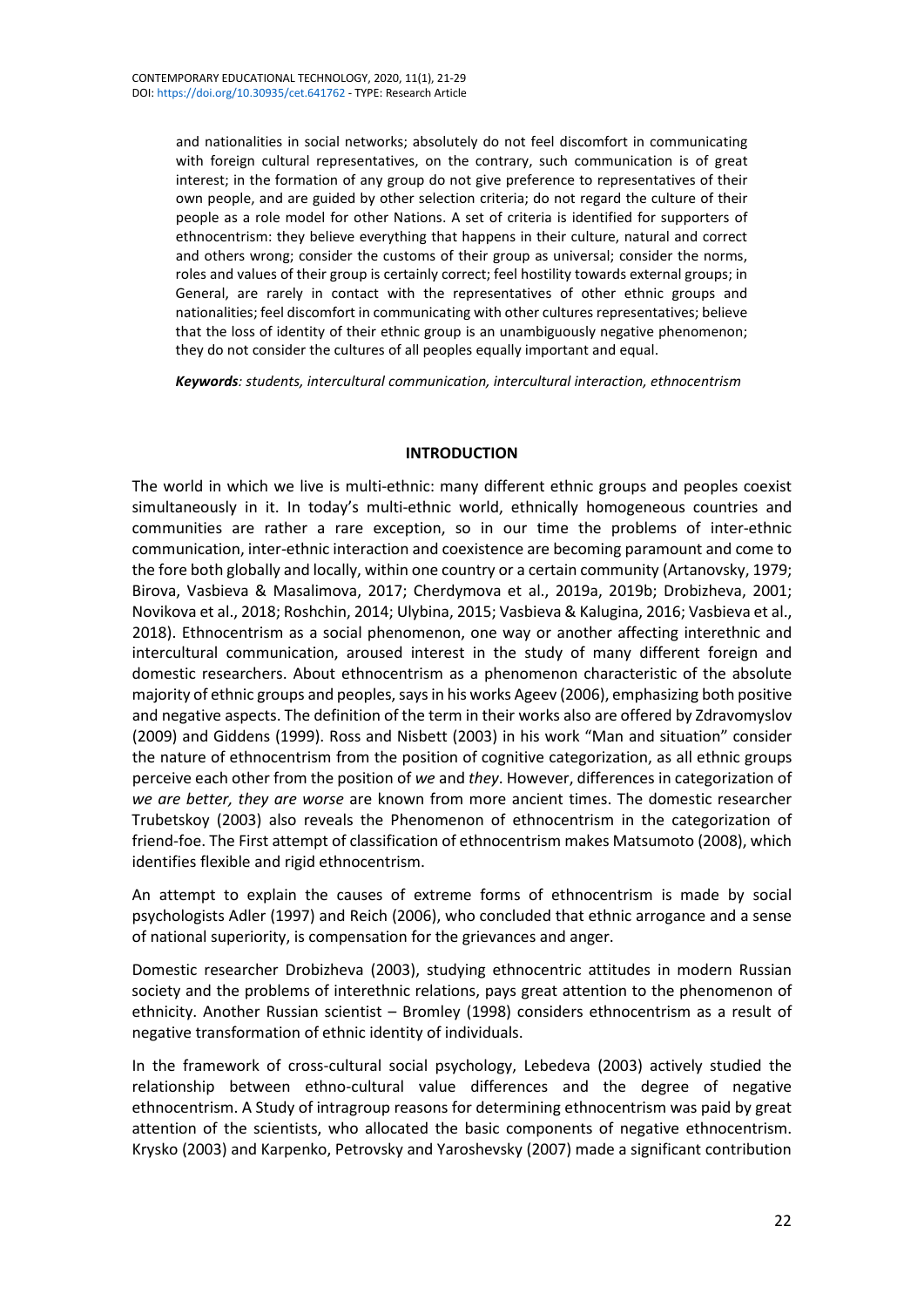and nationalities in social networks; absolutely do not feel discomfort in communicating with foreign cultural representatives, on the contrary, such communication is of great interest; in the formation of any group do not give preference to representatives of their own people, and are guided by other selection criteria; do not regard the culture of their people as a role model for other Nations. A set of criteria is identified for supporters of ethnocentrism: they believe everything that happens in their culture, natural and correct and others wrong; consider the customs of their group as universal; consider the norms, roles and values of their group is certainly correct; feel hostility towards external groups; in General, are rarely in contact with the representatives of other ethnic groups and nationalities; feel discomfort in communicating with other cultures representatives; believe that the loss of identity of their ethnic group is an unambiguously negative phenomenon; they do not consider the cultures of all peoples equally important and equal.

***Keywords****: students, intercultural communication, intercultural interaction, ethnocentrism*

## INTRODUCTION

The world in which we live is multi-ethnic: many different ethnic groups and peoples coexist simultaneously in it. In today's multi-ethnic world, ethnically homogeneous countries and communities are rather a rare exception, so in our time the problems of inter-ethnic communication, inter-ethnic interaction and coexistence are becoming paramount and come to the fore both globally and locally, within one country or a certain community (Artanovsky, 1979; Birova, Vasbieva & Masalimova, 2017; Cherdymova et al., 2019a, 2019b; Drobizheva, 2001; Novikova et al., 2018; Roshchin, 2014; Ulybina, 2015; Vasbieva & Kalugina, 2016; Vasbieva et al., 2018). Ethnocentrism as a social phenomenon, one way or another affecting interethnic and intercultural communication, aroused interest in the study of many different foreign and domestic researchers. About ethnocentrism as a phenomenon characteristic of the absolute majority of ethnic groups and peoples, says in his works Ageev (2006), emphasizing both positive and negative aspects. The definition of the term in their works also are offered by Zdravomyslov (2009) and Giddens (1999). Ross and Nisbett (2003) in his work "Man and situation" consider the nature of ethnocentrism from the position of cognitive categorization, as all ethnic groups perceive each other from the position of *we* and *they*. However, differences in categorization of *we are better, they are worse* are known from more ancient times. The domestic researcher Trubetskoy (2003) also reveals the Phenomenon of ethnocentrism in the categorization of friend-foe. The First attempt of classification of ethnocentrism makes Matsumoto (2008), which identifies flexible and rigid ethnocentrism.

An attempt to explain the causes of extreme forms of ethnocentrism is made by social psychologists Adler (1997) and Reich (2006), who concluded that ethnic arrogance and a sense of national superiority, is compensation for the grievances and anger.

Domestic researcher Drobizheva (2003), studying ethnocentric attitudes in modern Russian society and the problems of interethnic relations, pays great attention to the phenomenon of ethnicity. Another Russian scientist – Bromley (1998) considers ethnocentrism as a result of negative transformation of ethnic identity of individuals.

In the framework of cross-cultural social psychology, Lebedeva (2003) actively studied the relationship between ethno-cultural value differences and the degree of negative ethnocentrism. A Study of intragroup reasons for determining ethnocentrism was paid by great attention of the scientists, who allocated the basic components of negative ethnocentrism. Krysko (2003) and Karpenko, Petrovsky and Yaroshevsky (2007) made a significant contribution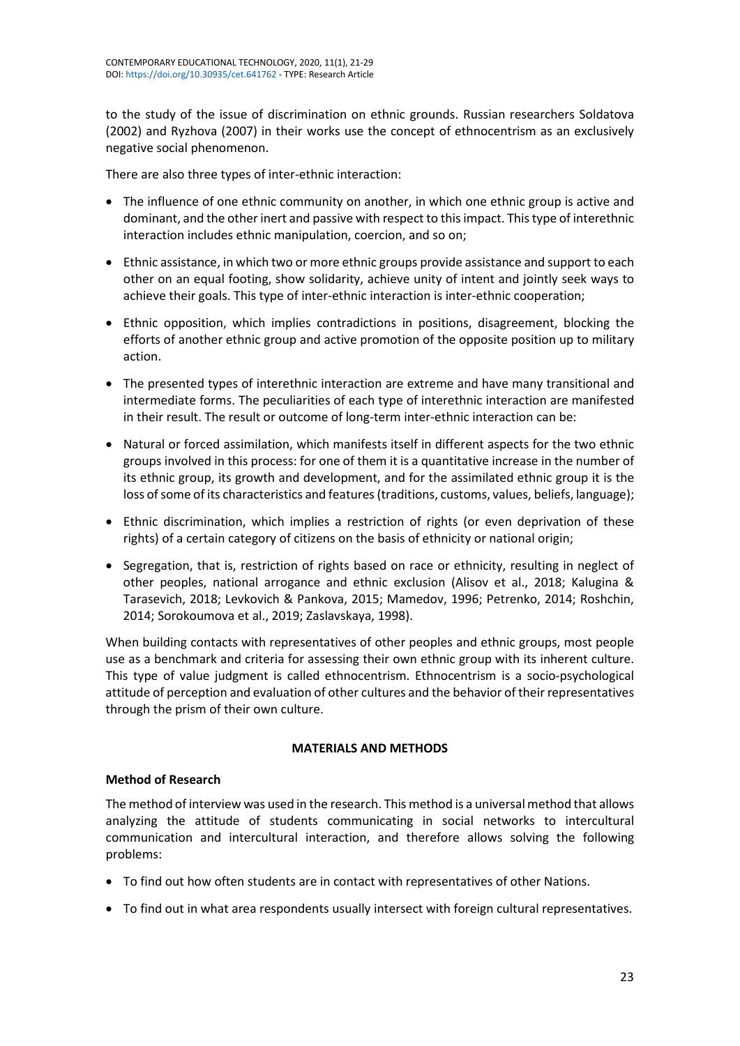to the study of the issue of discrimination on ethnic grounds. Russian researchers Soldatova (2002) and Ryzhova (2007) in their works use the concept of ethnocentrism as an exclusively negative social phenomenon.

There are also three types of inter-ethnic interaction:

- The influence of one ethnic community on another, in which one ethnic group is active and dominant, and the other inert and passive with respect to this impact. This type of interethnic interaction includes ethnic manipulation, coercion, and so on;
- Ethnic assistance, in which two or more ethnic groups provide assistance and support to each other on an equal footing, show solidarity, achieve unity of intent and jointly seek ways to achieve their goals. This type of inter-ethnic interaction is inter-ethnic cooperation;
- Ethnic opposition, which implies contradictions in positions, disagreement, blocking the efforts of another ethnic group and active promotion of the opposite position up to military action.
- The presented types of interethnic interaction are extreme and have many transitional and intermediate forms. The peculiarities of each type of interethnic interaction are manifested in their result. The result or outcome of long-term inter-ethnic interaction can be:
- Natural or forced assimilation, which manifests itself in different aspects for the two ethnic groups involved in this process: for one of them it is a quantitative increase in the number of its ethnic group, its growth and development, and for the assimilated ethnic group it is the loss of some of its characteristics and features (traditions, customs, values, beliefs, language);
- Ethnic discrimination, which implies a restriction of rights (or even deprivation of these rights) of a certain category of citizens on the basis of ethnicity or national origin;
- Segregation, that is, restriction of rights based on race or ethnicity, resulting in neglect of other peoples, national arrogance and ethnic exclusion (Alisov et al., 2018; Kalugina & Tarasevich, 2018; Levkovich & Pankova, 2015; Mamedov, 1996; Petrenko, 2014; Roshchin, 2014; Sorokoumova et al., 2019; Zaslavskaya, 1998).

When building contacts with representatives of other peoples and ethnic groups, most people use as a benchmark and criteria for assessing their own ethnic group with its inherent culture. This type of value judgment is called ethnocentrism. Ethnocentrism is a socio-psychological attitude of perception and evaluation of other cultures and the behavior of their representatives through the prism of their own culture.

## MATERIALS AND METHODS

### Method of Research

The method of interview was used in the research. This method is a universal method that allows analyzing the attitude of students communicating in social networks to intercultural communication and intercultural interaction, and therefore allows solving the following problems:

- To find out how often students are in contact with representatives of other Nations.
- To find out in what area respondents usually intersect with foreign cultural representatives.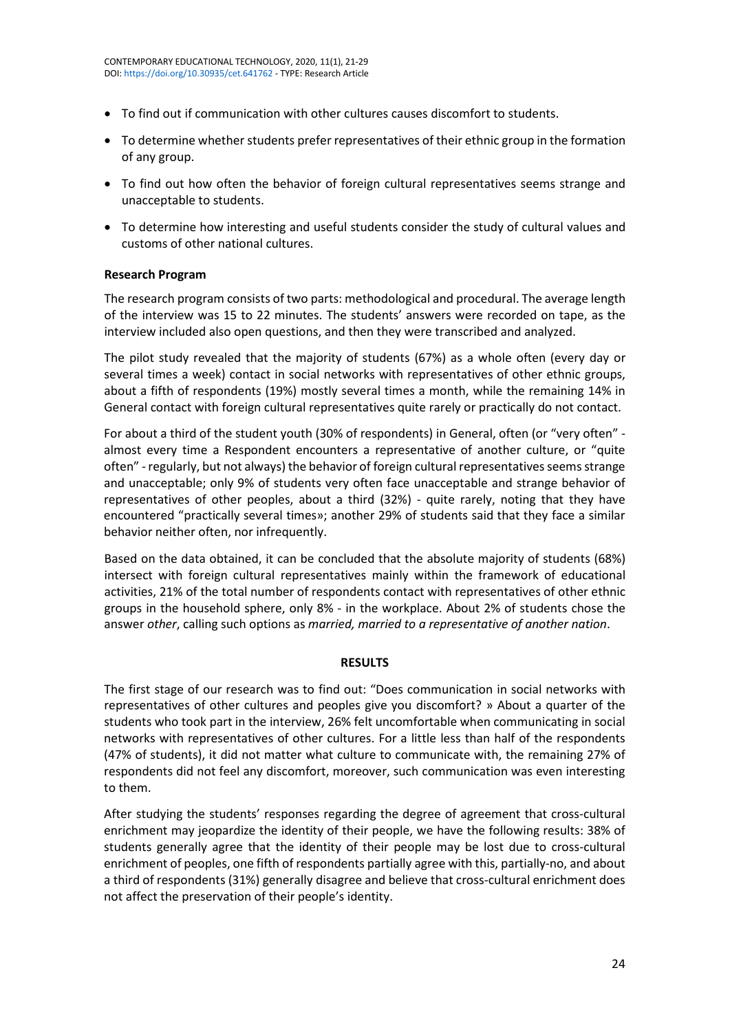- To find out if communication with other cultures causes discomfort to students.
- To determine whether students prefer representatives of their ethnic group in the formation of any group.
- To find out how often the behavior of foreign cultural representatives seems strange and unacceptable to students.
- To determine how interesting and useful students consider the study of cultural values and customs of other national cultures.

**Research Program**

The research program consists of two parts: methodological and procedural. The average length of the interview was 15 to 22 minutes. The students' answers were recorded on tape, as the interview included also open questions, and then they were transcribed and analyzed.

The pilot study revealed that the majority of students (67%) as a whole often (every day or several times a week) contact in social networks with representatives of other ethnic groups, about a fifth of respondents (19%) mostly several times a month, while the remaining 14% in General contact with foreign cultural representatives quite rarely or practically do not contact.

For about a third of the student youth (30% of respondents) in General, often (or "very often" - almost every time a Respondent encounters a representative of another culture, or "quite often" - regularly, but not always) the behavior of foreign cultural representatives seems strange and unacceptable; only 9% of students very often face unacceptable and strange behavior of representatives of other peoples, about a third (32%) - quite rarely, noting that they have encountered "practically several times»; another 29% of students said that they face a similar behavior neither often, nor infrequently.

Based on the data obtained, it can be concluded that the absolute majority of students (68%) intersect with foreign cultural representatives mainly within the framework of educational activities, 21% of the total number of respondents contact with representatives of other ethnic groups in the household sphere, only 8% - in the workplace. About 2% of students chose the answer *other*, calling such options as *married, married to a representative of another nation*.

## RESULTS

The first stage of our research was to find out: "Does communication in social networks with representatives of other cultures and peoples give you discomfort? » About a quarter of the students who took part in the interview, 26% felt uncomfortable when communicating in social networks with representatives of other cultures. For a little less than half of the respondents (47% of students), it did not matter what culture to communicate with, the remaining 27% of respondents did not feel any discomfort, moreover, such communication was even interesting to them.

After studying the students' responses regarding the degree of agreement that cross-cultural enrichment may jeopardize the identity of their people, we have the following results: 38% of students generally agree that the identity of their people may be lost due to cross-cultural enrichment of peoples, one fifth of respondents partially agree with this, partially-no, and about a third of respondents (31%) generally disagree and believe that cross-cultural enrichment does not affect the preservation of their people's identity.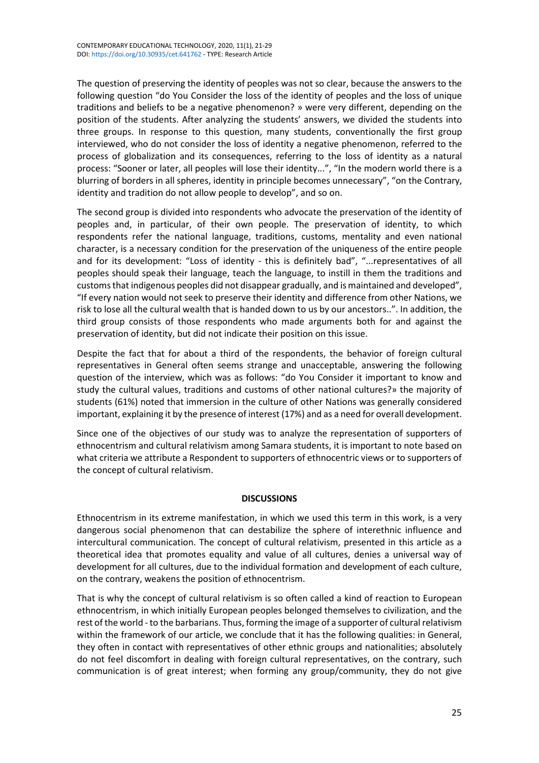The question of preserving the identity of peoples was not so clear, because the answers to the following question "do You Consider the loss of the identity of peoples and the loss of unique traditions and beliefs to be a negative phenomenon? » were very different, depending on the position of the students. After analyzing the students' answers, we divided the students into three groups. In response to this question, many students, conventionally the first group interviewed, who do not consider the loss of identity a negative phenomenon, referred to the process of globalization and its consequences, referring to the loss of identity as a natural process: "Sooner or later, all peoples will lose their identity...", "In the modern world there is a blurring of borders in all spheres, identity in principle becomes unnecessary", "on the Contrary, identity and tradition do not allow people to develop", and so on.

The second group is divided into respondents who advocate the preservation of the identity of peoples and, in particular, of their own people. The preservation of identity, to which respondents refer the national language, traditions, customs, mentality and even national character, is a necessary condition for the preservation of the uniqueness of the entire people and for its development: "Loss of identity - this is definitely bad", "...representatives of all peoples should speak their language, teach the language, to instill in them the traditions and customs that indigenous peoples did not disappear gradually, and is maintained and developed", "If every nation would not seek to preserve their identity and difference from other Nations, we risk to lose all the cultural wealth that is handed down to us by our ancestors..". In addition, the third group consists of those respondents who made arguments both for and against the preservation of identity, but did not indicate their position on this issue.

Despite the fact that for about a third of the respondents, the behavior of foreign cultural representatives in General often seems strange and unacceptable, answering the following question of the interview, which was as follows: "do You Consider it important to know and study the cultural values, traditions and customs of other national cultures?» the majority of students (61%) noted that immersion in the culture of other Nations was generally considered important, explaining it by the presence of interest (17%) and as a need for overall development.

Since one of the objectives of our study was to analyze the representation of supporters of ethnocentrism and cultural relativism among Samara students, it is important to note based on what criteria we attribute a Respondent to supporters of ethnocentric views or to supporters of the concept of cultural relativism.

## DISCUSSIONS

Ethnocentrism in its extreme manifestation, in which we used this term in this work, is a very dangerous social phenomenon that can destabilize the sphere of interethnic influence and intercultural communication. The concept of cultural relativism, presented in this article as a theoretical idea that promotes equality and value of all cultures, denies a universal way of development for all cultures, due to the individual formation and development of each culture, on the contrary, weakens the position of ethnocentrism.

That is why the concept of cultural relativism is so often called a kind of reaction to European ethnocentrism, in which initially European peoples belonged themselves to civilization, and the rest of the world - to the barbarians. Thus, forming the image of a supporter of cultural relativism within the framework of our article, we conclude that it has the following qualities: in General, they often in contact with representatives of other ethnic groups and nationalities; absolutely do not feel discomfort in dealing with foreign cultural representatives, on the contrary, such communication is of great interest; when forming any group/community, they do not give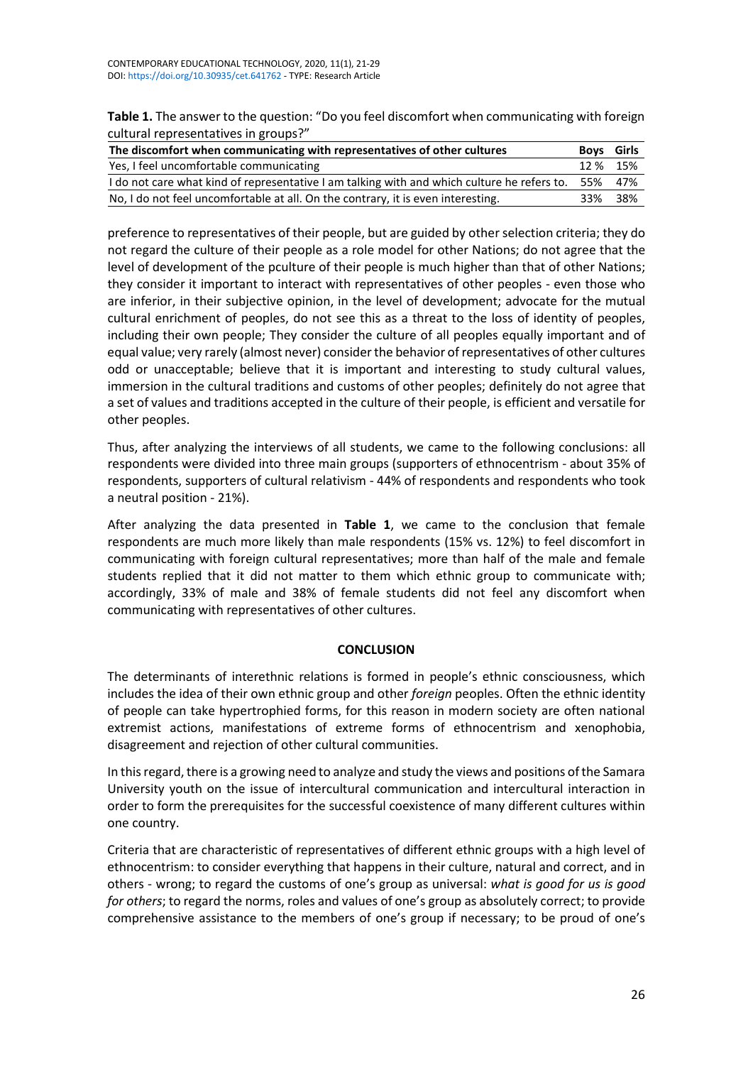**Table 1.** The answer to the question: "Do you feel discomfort when communicating with foreign cultural representatives in groups?"

| The discomfort when communicating with representatives of other cultures | Boys | Girls |
|---|---|---|
| Yes, I feel uncomfortable communicating | 12 % | 15% |
| I do not care what kind of representative I am talking with and which culture he refers to. | 55% | 47% |
| No, I do not feel uncomfortable at all. On the contrary, it is even interesting. | 33% | 38% |

preference to representatives of their people, but are guided by other selection criteria; they do not regard the culture of their people as a role model for other Nations; do not agree that the level of development of the pculture of their people is much higher than that of other Nations; they consider it important to interact with representatives of other peoples - even those who are inferior, in their subjective opinion, in the level of development; advocate for the mutual cultural enrichment of peoples, do not see this as a threat to the loss of identity of peoples, including their own people; They consider the culture of all peoples equally important and of equal value; very rarely (almost never) consider the behavior of representatives of other cultures odd or unacceptable; believe that it is important and interesting to study cultural values, immersion in the cultural traditions and customs of other peoples; definitely do not agree that a set of values and traditions accepted in the culture of their people, is efficient and versatile for other peoples.

Thus, after analyzing the interviews of all students, we came to the following conclusions: all respondents were divided into three main groups (supporters of ethnocentrism - about 35% of respondents, supporters of cultural relativism - 44% of respondents and respondents who took a neutral position - 21%).

After analyzing the data presented in **Table 1**, we came to the conclusion that female respondents are much more likely than male respondents (15% vs. 12%) to feel discomfort in communicating with foreign cultural representatives; more than half of the male and female students replied that it did not matter to them which ethnic group to communicate with; accordingly, 33% of male and 38% of female students did not feel any discomfort when communicating with representatives of other cultures.

## CONCLUSION

The determinants of interethnic relations is formed in people's ethnic consciousness, which includes the idea of their own ethnic group and other *foreign* peoples. Often the ethnic identity of people can take hypertrophied forms, for this reason in modern society are often national extremist actions, manifestations of extreme forms of ethnocentrism and xenophobia, disagreement and rejection of other cultural communities.

In this regard, there is a growing need to analyze and study the views and positions of the Samara University youth on the issue of intercultural communication and intercultural interaction in order to form the prerequisites for the successful coexistence of many different cultures within one country.

Criteria that are characteristic of representatives of different ethnic groups with a high level of ethnocentrism: to consider everything that happens in their culture, natural and correct, and in others - wrong; to regard the customs of one's group as universal: *what is good for us is good for others*; to regard the norms, roles and values of one's group as absolutely correct; to provide comprehensive assistance to the members of one's group if necessary; to be proud of one's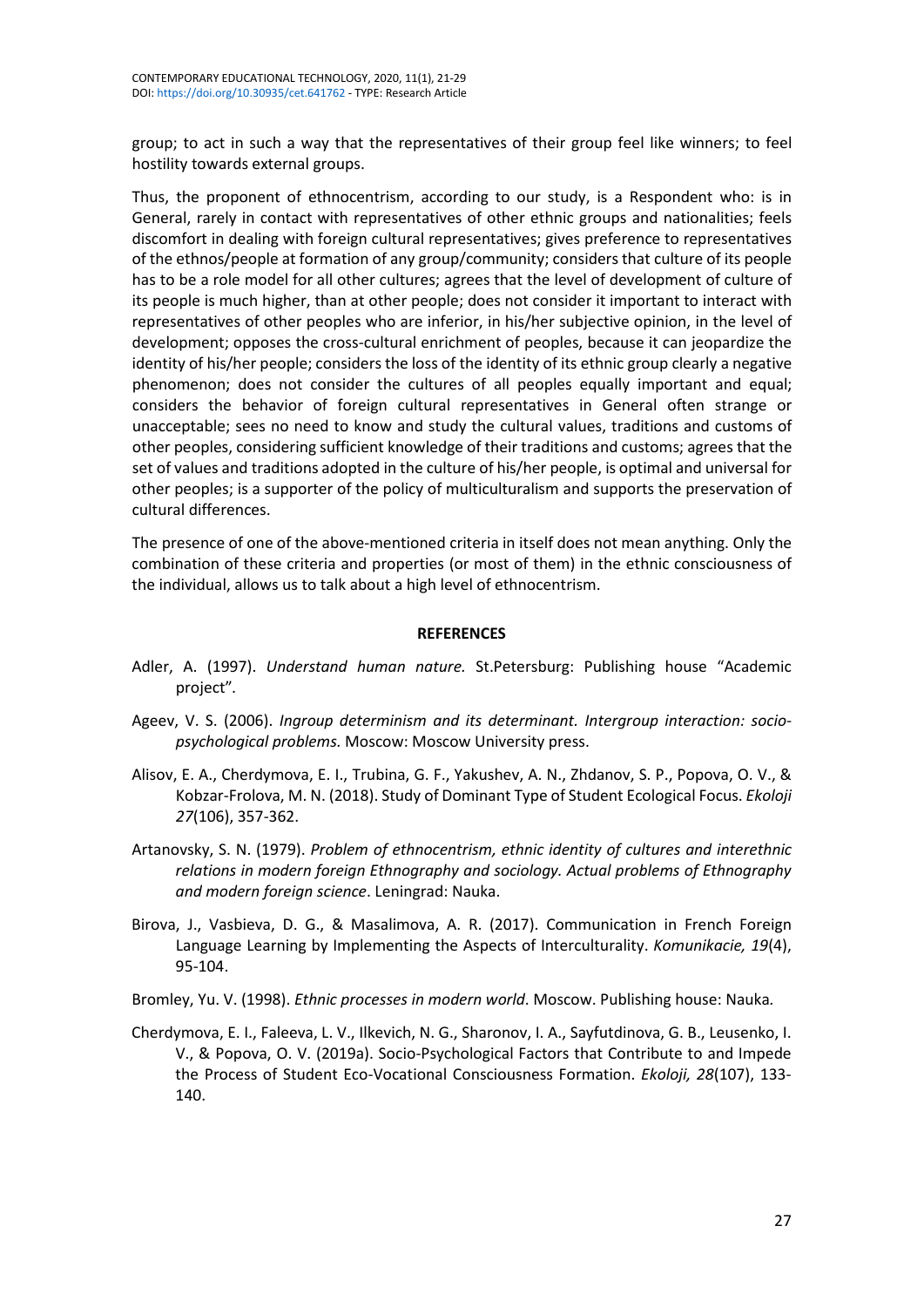group; to act in such a way that the representatives of their group feel like winners; to feel hostility towards external groups.

Thus, the proponent of ethnocentrism, according to our study, is a Respondent who: is in General, rarely in contact with representatives of other ethnic groups and nationalities; feels discomfort in dealing with foreign cultural representatives; gives preference to representatives of the ethnos/people at formation of any group/community; considers that culture of its people has to be a role model for all other cultures; agrees that the level of development of culture of its people is much higher, than at other people; does not consider it important to interact with representatives of other peoples who are inferior, in his/her subjective opinion, in the level of development; opposes the cross-cultural enrichment of peoples, because it can jeopardize the identity of his/her people; considers the loss of the identity of its ethnic group clearly a negative phenomenon; does not consider the cultures of all peoples equally important and equal; considers the behavior of foreign cultural representatives in General often strange or unacceptable; sees no need to know and study the cultural values, traditions and customs of other peoples, considering sufficient knowledge of their traditions and customs; agrees that the set of values and traditions adopted in the culture of his/her people, is optimal and universal for other peoples; is a supporter of the policy of multiculturalism and supports the preservation of cultural differences.

The presence of one of the above-mentioned criteria in itself does not mean anything. Only the combination of these criteria and properties (or most of them) in the ethnic consciousness of the individual, allows us to talk about a high level of ethnocentrism.

## REFERENCES

Adler, A. (1997). *Understand human nature.* St.Petersburg: Publishing house "Academic project".

Ageev, V. S. (2006). *Ingroup determinism and its determinant. Intergroup interaction: socio-psychological problems.* Moscow: Moscow University press.

Alisov, E. A., Cherdymova, E. I., Trubina, G. F., Yakushev, A. N., Zhdanov, S. P., Popova, O. V., & Kobzar-Frolova, M. N. (2018). Study of Dominant Type of Student Ecological Focus. *Ekoloji 27*(106), 357-362.

Artanovsky, S. N. (1979). *Problem of ethnocentrism, ethnic identity of cultures and interethnic relations in modern foreign Ethnography and sociology. Actual problems of Ethnography and modern foreign science*. Leningrad: Nauka.

Birova, J., Vasbieva, D. G., & Masalimova, A. R. (2017). Communication in French Foreign Language Learning by Implementing the Aspects of Interculturality. *Komunikacie, 19*(4), 95-104.

Bromley, Yu. V. (1998). *Ethnic processes in modern world*. Moscow. Publishing house: Nauka.

Cherdymova, E. I., Faleeva, L. V., Ilkevich, N. G., Sharonov, I. A., Sayfutdinova, G. B., Leusenko, I. V., & Popova, O. V. (2019a). Socio-Psychological Factors that Contribute to and Impede the Process of Student Eco-Vocational Consciousness Formation. *Ekoloji, 28*(107), 133-140.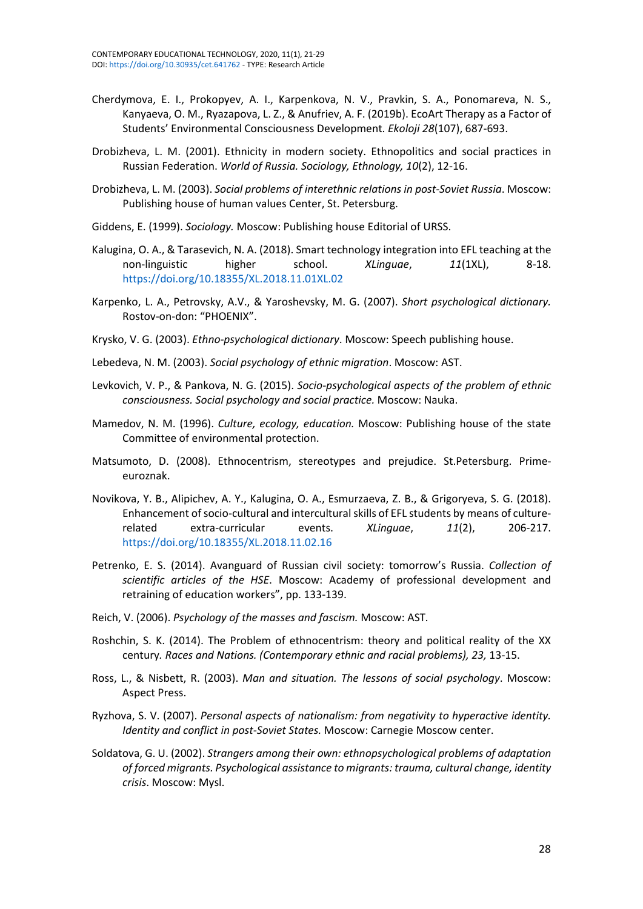Cherdymova, E. I., Prokopyev, A. I., Karpenkova, N. V., Pravkin, S. A., Ponomareva, N. S., Kanyaeva, O. M., Ryazapova, L. Z., & Anufriev, A. F. (2019b). EcoArt Therapy as a Factor of Students' Environmental Consciousness Development. *Ekoloji 28*(107), 687-693.

Drobizheva, L. M. (2001). Ethnicity in modern society. Ethnopolitics and social practices in Russian Federation. *World of Russia. Sociology, Ethnology, 10*(2), 12-16.

Drobizheva, L. M. (2003). *Social problems of interethnic relations in post-Soviet Russia*. Moscow: Publishing house of human values Center, St. Petersburg.

Giddens, E. (1999). *Sociology.* Moscow: Publishing house Editorial of URSS.

Kalugina, O. A., & Tarasevich, N. A. (2018). Smart technology integration into EFL teaching at the non-linguistic higher school. *XLinguae*, *11*(1XL), 8-18. https://doi.org/10.18355/XL.2018.11.01XL.02

Karpenko, L. A., Petrovsky, A.V., & Yaroshevsky, M. G. (2007). *Short psychological dictionary.* Rostov-on-don: "PHOENIX".

Krysko, V. G. (2003). *Ethno-psychological dictionary*. Moscow: Speech publishing house.

Lebedeva, N. M. (2003). *Social psychology of ethnic migration*. Moscow: AST.

Levkovich, V. P., & Pankova, N. G. (2015). *Socio-psychological aspects of the problem of ethnic consciousness. Social psychology and social practice.* Moscow: Nauka.

Mamedov, N. M. (1996). *Culture, ecology, education.* Moscow: Publishing house of the state Committee of environmental protection.

Matsumoto, D. (2008). Ethnocentrism, stereotypes and prejudice. St.Petersburg. Prime-euroznak.

Novikova, Y. B., Alipichev, A. Y., Kalugina, O. A., Esmurzaeva, Z. B., & Grigoryeva, S. G. (2018). Enhancement of socio-cultural and intercultural skills of EFL students by means of culture-related extra-curricular events. *XLinguae*, *11*(2), 206-217. https://doi.org/10.18355/XL.2018.11.02.16

Petrenko, E. S. (2014). Avanguard of Russian civil society: tomorrow's Russia. *Collection of scientific articles of the HSE*. Moscow: Academy of professional development and retraining of education workers", pp. 133-139.

Reich, V. (2006). *Psychology of the masses and fascism.* Moscow: AST.

Roshchin, S. K. (2014). The Problem of ethnocentrism: theory and political reality of the XX century. *Races and Nations. (Contemporary ethnic and racial problems), 23,* 13-15.

Ross, L., & Nisbett, R. (2003). *Man and situation. The lessons of social psychology*. Moscow: Aspect Press.

Ryzhova, S. V. (2007). *Personal aspects of nationalism: from negativity to hyperactive identity. Identity and conflict in post-Soviet States.* Moscow: Carnegie Moscow center.

Soldatova, G. U. (2002). *Strangers among their own: ethnopsychological problems of adaptation of forced migrants. Psychological assistance to migrants: trauma, cultural change, identity crisis*. Moscow: Mysl.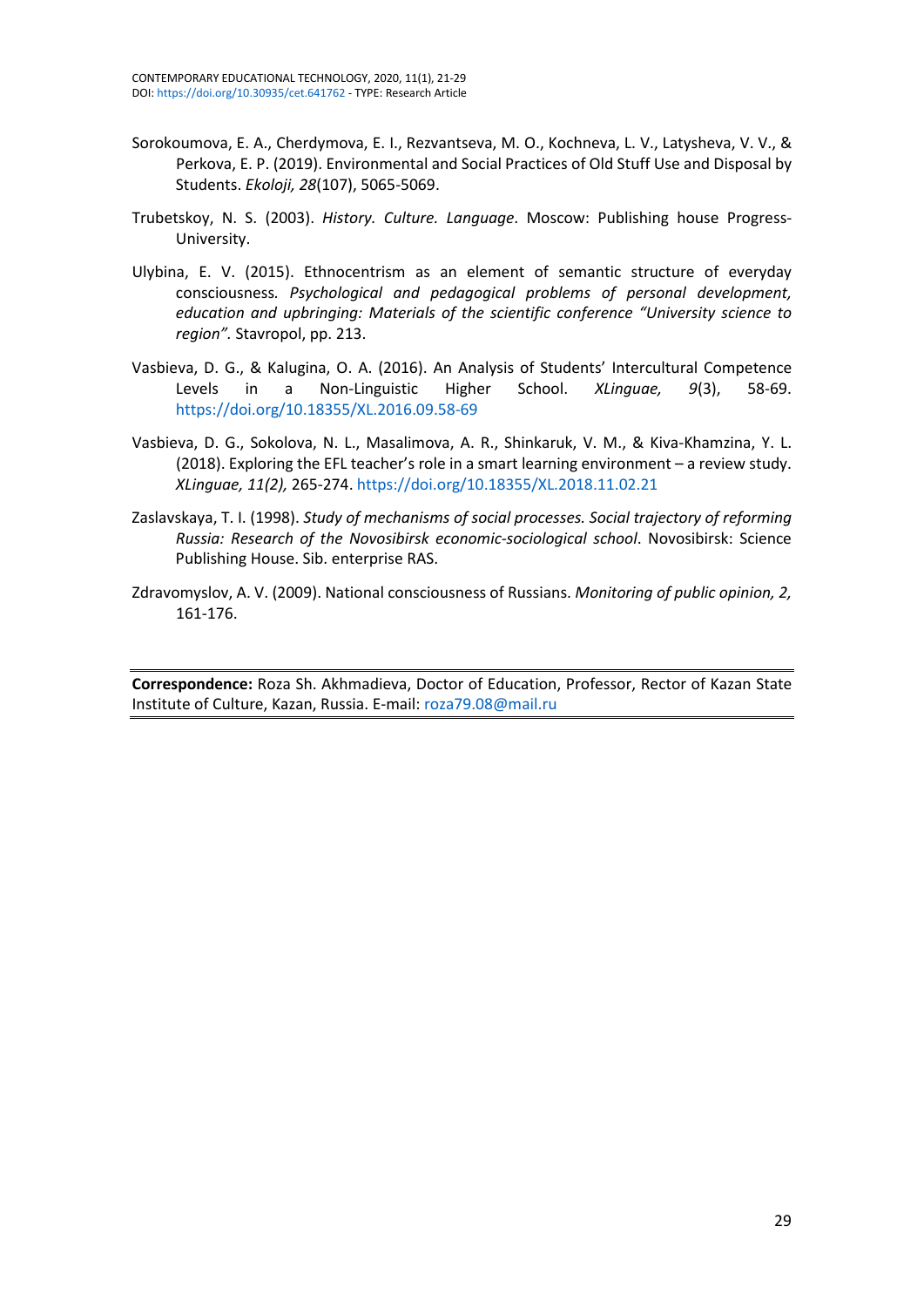Sorokoumova, E. A., Cherdymova, E. I., Rezvantseva, M. O., Kochneva, L. V., Latysheva, V. V., & Perkova, E. P. (2019). Environmental and Social Practices of Old Stuff Use and Disposal by Students. *Ekoloji, 28*(107), 5065-5069.

Trubetskoy, N. S. (2003). *History. Culture. Language*. Moscow: Publishing house Progress-University.

Ulybina, E. V. (2015). Ethnocentrism as an element of semantic structure of everyday consciousness. *Psychological and pedagogical problems of personal development, education and upbringing: Materials of the scientific conference "University science to region"*. Stavropol, pp. 213.

Vasbieva, D. G., & Kalugina, O. A. (2016). An Analysis of Students' Intercultural Competence Levels in a Non-Linguistic Higher School. *XLinguae, 9*(3), 58-69. https://doi.org/10.18355/XL.2016.09.58-69

Vasbieva, D. G., Sokolova, N. L., Masalimova, A. R., Shinkaruk, V. M., & Kiva-Khamzina, Y. L. (2018). Exploring the EFL teacher's role in a smart learning environment – a review study. *XLinguae, 11(2),* 265-274. https://doi.org/10.18355/XL.2018.11.02.21

Zaslavskaya, T. I. (1998). *Study of mechanisms of social processes. Social trajectory of reforming Russia: Research of the Novosibirsk economic-sociological school*. Novosibirsk: Science Publishing House. Sib. enterprise RAS.

Zdravomyslov, A. V. (2009). National consciousness of Russians. *Monitoring of public opinion, 2,* 161-176.

---

**Correspondence:** Roza Sh. Akhmadieva, Doctor of Education, Professor, Rector of Kazan State Institute of Culture, Kazan, Russia. E-mail: roza79.08@mail.ru